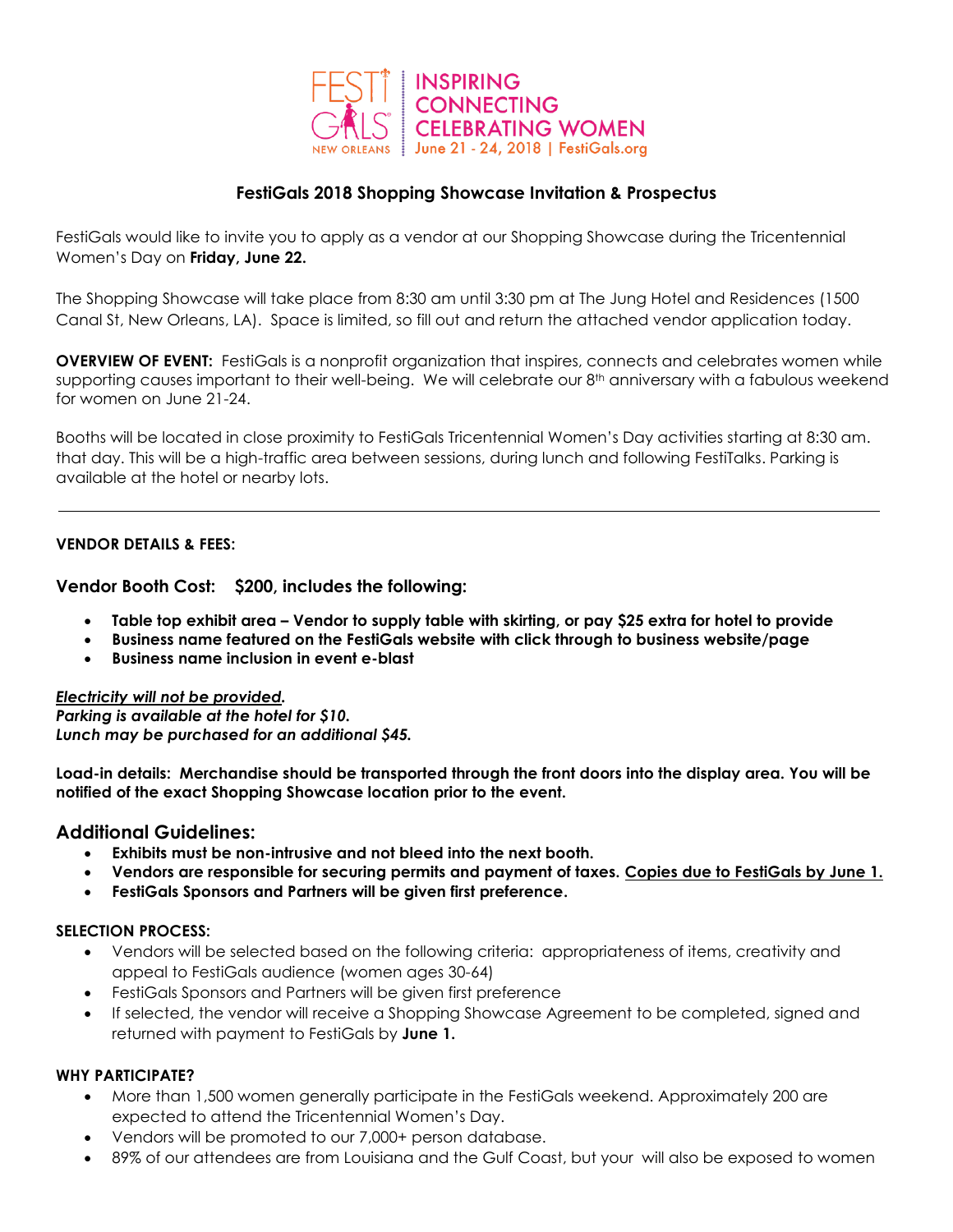FESTI GALS NEW ORLEANS | INSPIRING CONNECTING CELEBRATING WOMEN
June 21 - 24, 2018 | FestiGals.org

# FestiGals 2018 Shopping Showcase Invitation & Prospectus

FestiGals would like to invite you to apply as a vendor at our Shopping Showcase during the Tricentennial Women's Day on **Friday, June 22.**

The Shopping Showcase will take place from 8:30 am until 3:30 pm at The Jung Hotel and Residences (1500 Canal St, New Orleans, LA). Space is limited, so fill out and return the attached vendor application today.

**OVERVIEW OF EVENT:** FestiGals is a nonprofit organization that inspires, connects and celebrates women while supporting causes important to their well-being. We will celebrate our 8th anniversary with a fabulous weekend for women on June 21-24.

Booths will be located in close proximity to FestiGals Tricentennial Women's Day activities starting at 8:30 am. that day. This will be a high-traffic area between sessions, during lunch and following FestiTalks. Parking is available at the hotel or nearby lots.

---

**VENDOR DETAILS & FEES:**

## Vendor Booth Cost: $200, includes the following:

- **Table top exhibit area – Vendor to supply table with skirting, or pay $25 extra for hotel to provide**
- **Business name featured on the FestiGals website with click through to business website/page**
- **Business name inclusion in event e-blast**

***<u>Electricity will not be provided</u>.***
***Parking is available at the hotel for $10.***
***Lunch may be purchased for an additional $45.***

**Load-in details: Merchandise should be transported through the front doors into the display area. You will be notified of the exact Shopping Showcase location prior to the event.**

## Additional Guidelines:

- **Exhibits must be non-intrusive and not bleed into the next booth.**
- **Vendors are responsible for securing permits and payment of taxes. <u>Copies due to FestiGals by June 1.</u>**
- **FestiGals Sponsors and Partners will be given first preference.**

**SELECTION PROCESS:**

- Vendors will be selected based on the following criteria: appropriateness of items, creativity and appeal to FestiGals audience (women ages 30-64)
- FestiGals Sponsors and Partners will be given first preference
- If selected, the vendor will receive a Shopping Showcase Agreement to be completed, signed and returned with payment to FestiGals by **June 1.**

**WHY PARTICIPATE?**

- More than 1,500 women generally participate in the FestiGals weekend. Approximately 200 are expected to attend the Tricentennial Women's Day.
- Vendors will be promoted to our 7,000+ person database.
- 89% of our attendees are from Louisiana and the Gulf Coast, but your will also be exposed to women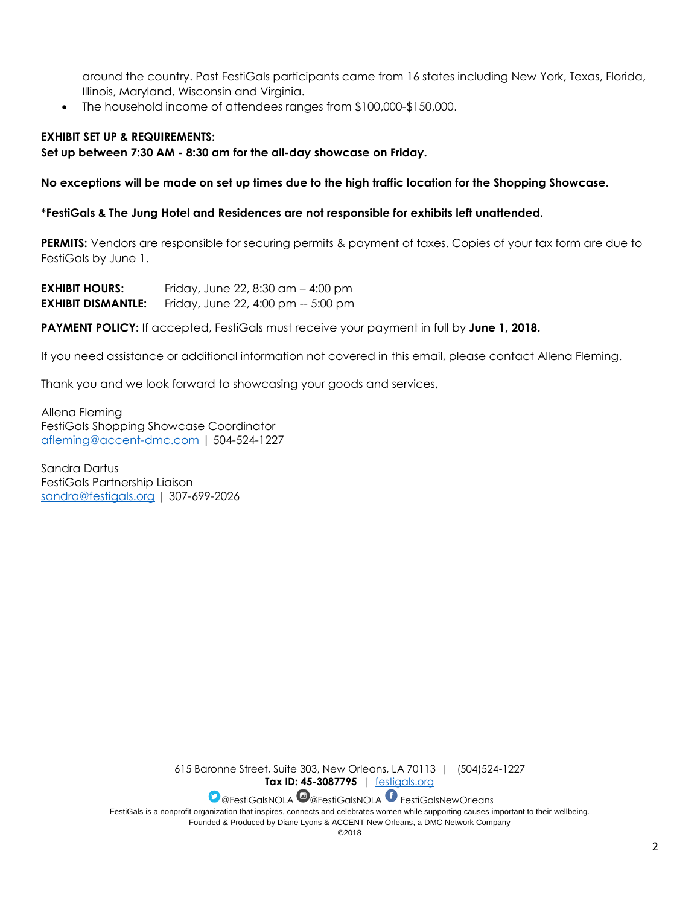around the country. Past FestiGals participants came from 16 states including New York, Texas, Florida, Illinois, Maryland, Wisconsin and Virginia.

- The household income of attendees ranges from $100,000-$150,000.

**EXHIBIT SET UP & REQUIREMENTS:**
**Set up between 7:30 AM - 8:30 am for the all-day showcase on Friday.**

**No exceptions will be made on set up times due to the high traffic location for the Shopping Showcase.**

***FestiGals & The Jung Hotel and Residences are not responsible for exhibits left unattended.**

**PERMITS:** Vendors are responsible for securing permits & payment of taxes. Copies of your tax form are due to FestiGals by June 1.

**EXHIBIT HOURS:** Friday, June 22, 8:30 am – 4:00 pm
**EXHIBIT DISMANTLE:** Friday, June 22, 4:00 pm -- 5:00 pm

**PAYMENT POLICY:** If accepted, FestiGals must receive your payment in full by **June 1, 2018.**

If you need assistance or additional information not covered in this email, please contact Allena Fleming.

Thank you and we look forward to showcasing your goods and services,

Allena Fleming
FestiGals Shopping Showcase Coordinator
afleming@accent-dmc.com | 504-524-1227

Sandra Dartus
FestiGals Partnership Liaison
sandra@festigals.org | 307-699-2026

615 Baronne Street, Suite 303, New Orleans, LA 70113 | (504)524-1227
**Tax ID: 45-3087795** | festigals.org
@FestiGalsNOLA @FestiGalsNOLA FestiGalsNewOrleans
FestiGals is a nonprofit organization that inspires, connects and celebrates women while supporting causes important to their wellbeing.
Founded & Produced by Diane Lyons & ACCENT New Orleans, a DMC Network Company
©2018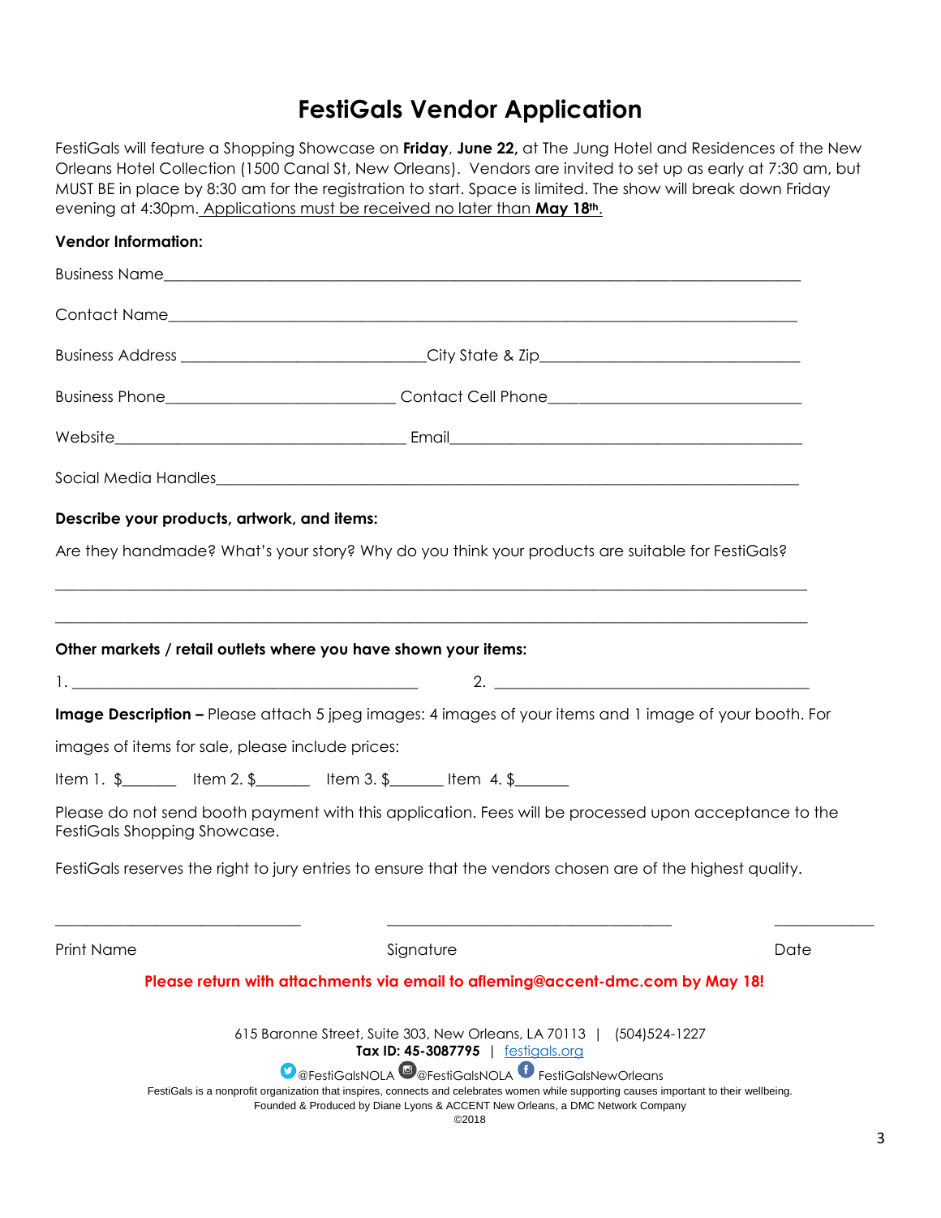# FestiGals Vendor Application

FestiGals will feature a Shopping Showcase on **Friday**, **June 22,** at The Jung Hotel and Residences of the New Orleans Hotel Collection (1500 Canal St, New Orleans). Vendors are invited to set up as early at 7:30 am, but MUST BE in place by 8:30 am for the registration to start. Space is limited. The show will break down Friday evening at 4:30pm. Applications must be received no later than **May 18th**.

**Vendor Information:**

Business Name_______________________________________________________________

Contact Name_______________________________________________________________

Business Address ____________________________City State & Zip_____________________________

Business Phone___________________________ Contact Cell Phone___________________________

Website_________________________________ Email_________________________________________

Social Media Handles_________________________________________________________

**Describe your products, artwork, and items:**

Are they handmade? What's your story? Why do you think your products are suitable for FestiGals?

_____________________________________________________________________________

_____________________________________________________________________________

**Other markets / retail outlets where you have shown your items:**

1. ________________________________________ 2. ________________________________________

**Image Description –** Please attach 5 jpeg images: 4 images of your items and 1 image of your booth. For images of items for sale, please include prices:

Item 1. $_______ Item 2. $_______ Item 3. $_______ Item 4. $_______

Please do not send booth payment with this application. Fees will be processed upon acceptance to the FestiGals Shopping Showcase.

FestiGals reserves the right to jury entries to ensure that the vendors chosen are of the highest quality.

______________________________ ______________________________ ____________

Print Name Signature Date

**Please return with attachments via email to afleming@accent-dmc.com by May 18!**

615 Baronne Street, Suite 303, New Orleans, LA 70113 | (504)524-1227

**Tax ID: 45-3087795** | festigals.org

@FestiGalsNOLA @FestiGalsNOLA FestiGalsNewOrleans

FestiGals is a nonprofit organization that inspires, connects and celebrates women while supporting causes important to their wellbeing.

Founded & Produced by Diane Lyons & ACCENT New Orleans, a DMC Network Company

©2018